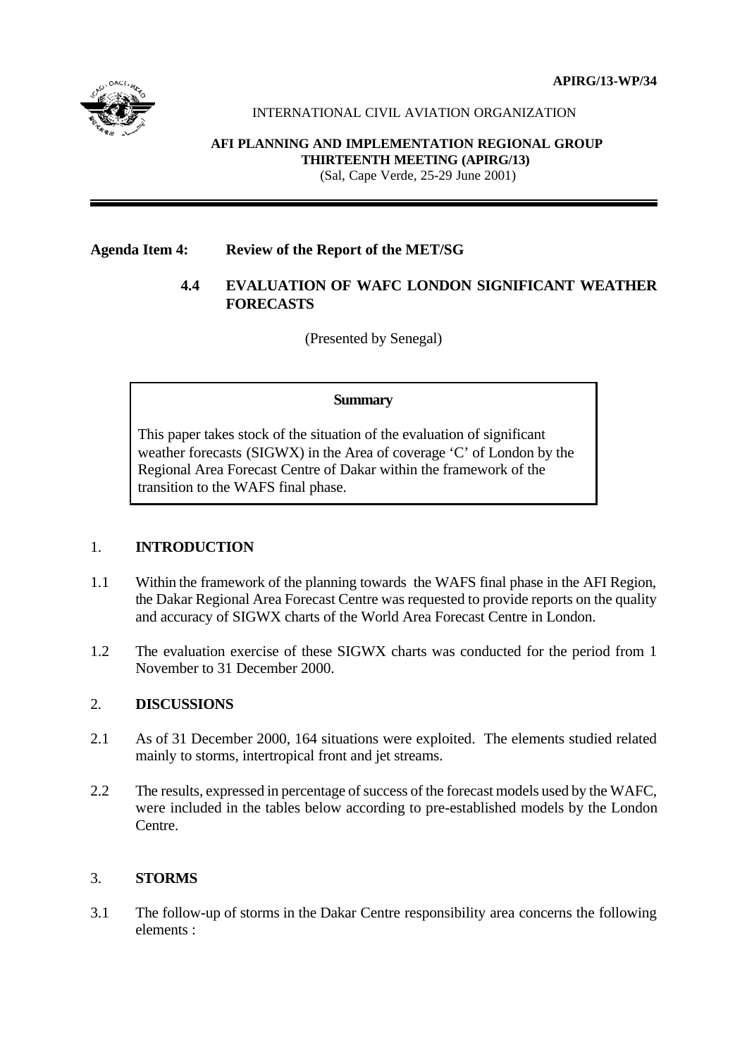APIRG/13-WP/34

INTERNATIONAL CIVIL AVIATION ORGANIZATION

**AFI PLANNING AND IMPLEMENTATION REGIONAL GROUP**
**THIRTEENTH MEETING (APIRG/13)**
(Sal, Cape Verde, 25-29 June 2001)

---

**Agenda Item 4: Review of the Report of the MET/SG**

**4.4 EVALUATION OF WAFC LONDON SIGNIFICANT WEATHER FORECASTS**

(Presented by Senegal)

> **Summary**
>
> This paper takes stock of the situation of the evaluation of significant weather forecasts (SIGWX) in the Area of coverage 'C' of London by the Regional Area Forecast Centre of Dakar within the framework of the transition to the WAFS final phase.

## 1. INTRODUCTION

1.1 Within the framework of the planning towards the WAFS final phase in the AFI Region, the Dakar Regional Area Forecast Centre was requested to provide reports on the quality and accuracy of SIGWX charts of the World Area Forecast Centre in London.

1.2 The evaluation exercise of these SIGWX charts was conducted for the period from 1 November to 31 December 2000.

## 2. DISCUSSIONS

2.1 As of 31 December 2000, 164 situations were exploited. The elements studied related mainly to storms, intertropical front and jet streams.

2.2 The results, expressed in percentage of success of the forecast models used by the WAFC, were included in the tables below according to pre-established models by the London Centre.

## 3. STORMS

3.1 The follow-up of storms in the Dakar Centre responsibility area concerns the following elements :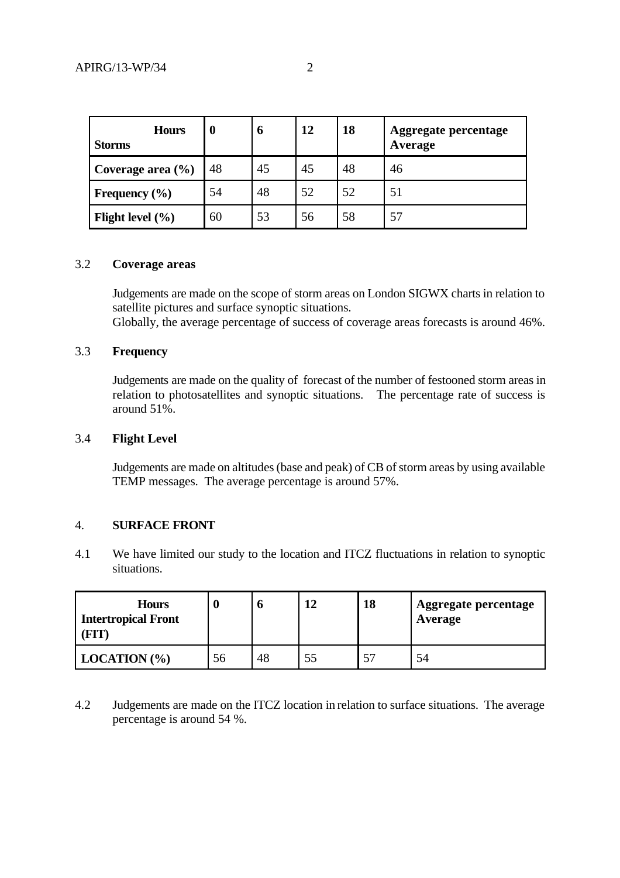| Hours<br>Storms | 0 | 6 | 12 | 18 | Aggregate percentage Average |
|---|---|---|---|---|---|
| **Coverage area (%)** | 48 | 45 | 45 | 48 | 46 |
| **Frequency (%)** | 54 | 48 | 52 | 52 | 51 |
| **Flight level (%)** | 60 | 53 | 56 | 58 | 57 |

3.2 **Coverage areas**

Judgements are made on the scope of storm areas on London SIGWX charts in relation to satellite pictures and surface synoptic situations.
Globally, the average percentage of success of coverage areas forecasts is around 46%.

3.3 **Frequency**

Judgements are made on the quality of forecast of the number of festooned storm areas in relation to photosatellites and synoptic situations. The percentage rate of success is around 51%.

3.4 **Flight Level**

Judgements are made on altitudes (base and peak) of CB of storm areas by using available TEMP messages. The average percentage is around 57%.

4. **SURFACE FRONT**

4.1 We have limited our study to the location and ITCZ fluctuations in relation to synoptic situations.

| Hours<br>Intertropical Front (FIT) | 0 | 6 | 12 | 18 | Aggregate percentage Average |
|---|---|---|---|---|---|
| **LOCATION (%)** | 56 | 48 | 55 | 57 | 54 |

4.2 Judgements are made on the ITCZ location in relation to surface situations. The average percentage is around 54 %.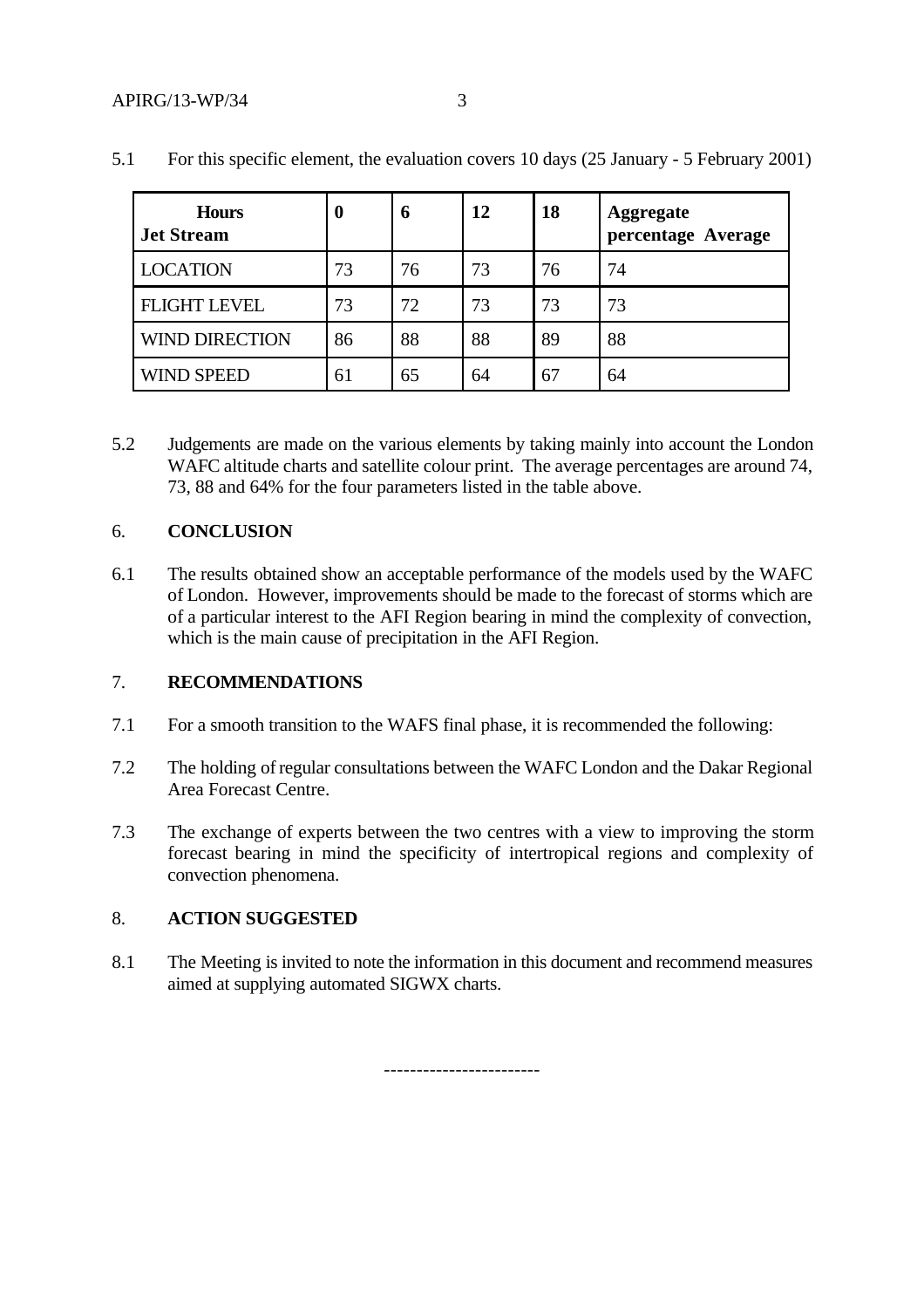5.1 For this specific element, the evaluation covers 10 days (25 January - 5 February 2001)

| **Hours** **Jet Stream** | **0** | **6** | **12** | **18** | **Aggregate percentage Average** |
|---|---|---|---|---|---|
| LOCATION | 73 | 76 | 73 | 76 | 74 |
| FLIGHT LEVEL | 73 | 72 | 73 | 73 | 73 |
| WIND DIRECTION | 86 | 88 | 88 | 89 | 88 |
| WIND SPEED | 61 | 65 | 64 | 67 | 64 |

5.2 Judgements are made on the various elements by taking mainly into account the London WAFC altitude charts and satellite colour print. The average percentages are around 74, 73, 88 and 64% for the four parameters listed in the table above.

## 6. CONCLUSION

6.1 The results obtained show an acceptable performance of the models used by the WAFC of London. However, improvements should be made to the forecast of storms which are of a particular interest to the AFI Region bearing in mind the complexity of convection, which is the main cause of precipitation in the AFI Region.

## 7. RECOMMENDATIONS

7.1 For a smooth transition to the WAFS final phase, it is recommended the following:

7.2 The holding of regular consultations between the WAFC London and the Dakar Regional Area Forecast Centre.

7.3 The exchange of experts between the two centres with a view to improving the storm forecast bearing in mind the specificity of intertropical regions and complexity of convection phenomena.

## 8. ACTION SUGGESTED

8.1 The Meeting is invited to note the information in this document and recommend measures aimed at supplying automated SIGWX charts.

-----------------------